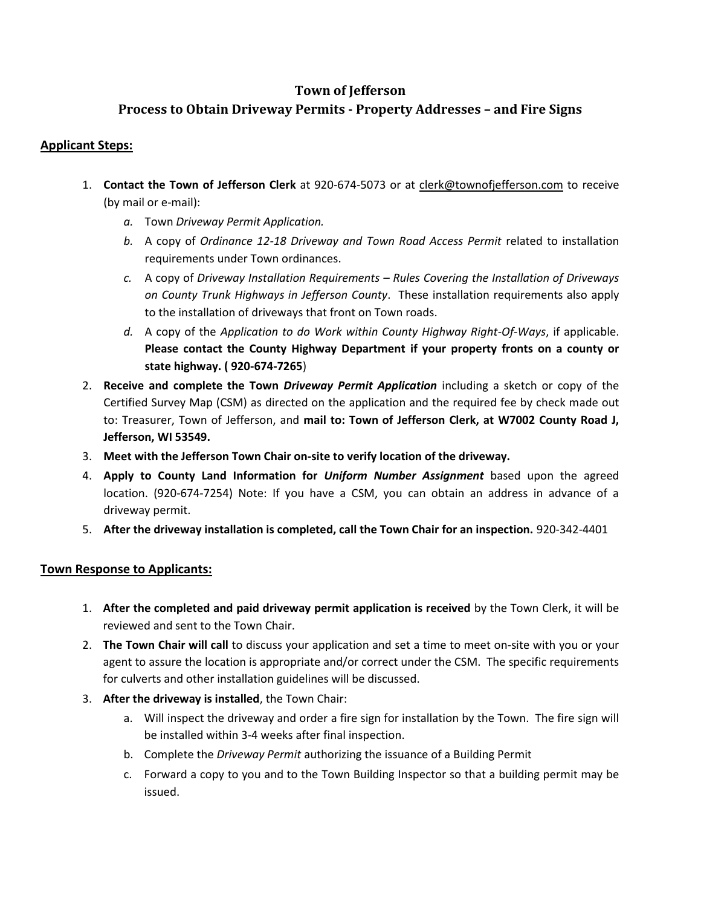# Town of Jefferson

## Process to Obtain Driveway Permits - Property Addresses – and Fire Signs

### Applicant Steps:

1. **Contact the Town of Jefferson Clerk** at 920-674-5073 or at clerk@townofjefferson.com to receive (by mail or e-mail):
   a. Town *Driveway Permit Application.*
   b. A copy of *Ordinance 12-18 Driveway and Town Road Access Permit* related to installation requirements under Town ordinances.
   c. A copy of *Driveway Installation Requirements – Rules Covering the Installation of Driveways on County Trunk Highways in Jefferson County*. These installation requirements also apply to the installation of driveways that front on Town roads.
   d. A copy of the *Application to do Work within County Highway Right-Of-Ways*, if applicable. **Please contact the County Highway Department if your property fronts on a county or state highway. ( 920-674-7265**)
2. **Receive and complete the Town *Driveway Permit Application*** including a sketch or copy of the Certified Survey Map (CSM) as directed on the application and the required fee by check made out to: Treasurer, Town of Jefferson, and **mail to: Town of Jefferson Clerk, at W7002 County Road J, Jefferson, WI 53549.**
3. **Meet with the Jefferson Town Chair on-site to verify location of the driveway.**
4. **Apply to County Land Information for *Uniform Number Assignment*** based upon the agreed location. (920-674-7254) Note: If you have a CSM, you can obtain an address in advance of a driveway permit.
5. **After the driveway installation is completed, call the Town Chair for an inspection.** 920-342-4401

### Town Response to Applicants:

1. **After the completed and paid driveway permit application is received** by the Town Clerk, it will be reviewed and sent to the Town Chair.
2. **The Town Chair will call** to discuss your application and set a time to meet on-site with you or your agent to assure the location is appropriate and/or correct under the CSM. The specific requirements for culverts and other installation guidelines will be discussed.
3. **After the driveway is installed**, the Town Chair:
   a. Will inspect the driveway and order a fire sign for installation by the Town. The fire sign will be installed within 3-4 weeks after final inspection.
   b. Complete the *Driveway Permit* authorizing the issuance of a Building Permit
   c. Forward a copy to you and to the Town Building Inspector so that a building permit may be issued.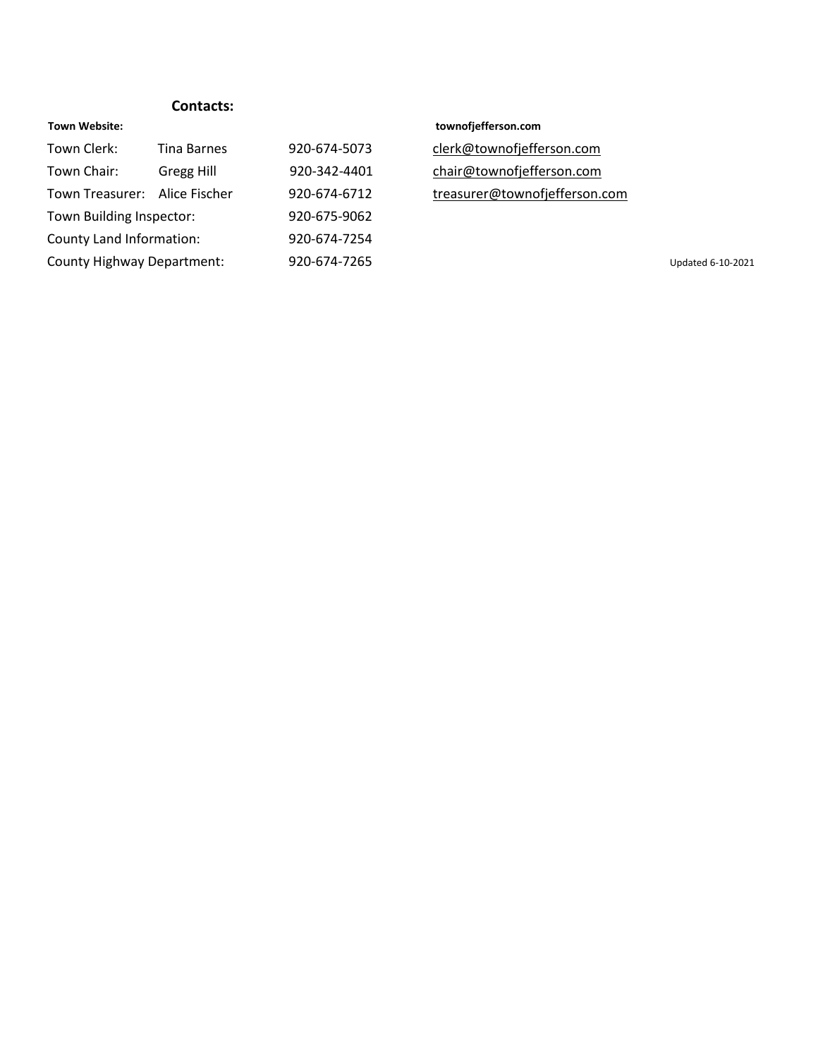## Contacts:

| | | | |
|---|---|---|---|
| **Town Website:** | | | **townofjefferson.com** |
| Town Clerk: | Tina Barnes | 920-674-5073 | clerk@townofjefferson.com |
| Town Chair: | Gregg Hill | 920-342-4401 | chair@townofjefferson.com |
| Town Treasurer: | Alice Fischer | 920-674-6712 | treasurer@townofjefferson.com |
| Town Building Inspector: | | 920-675-9062 | |
| County Land Information: | | 920-674-7254 | |
| County Highway Department: | | 920-674-7265 | |

Updated 6-10-2021